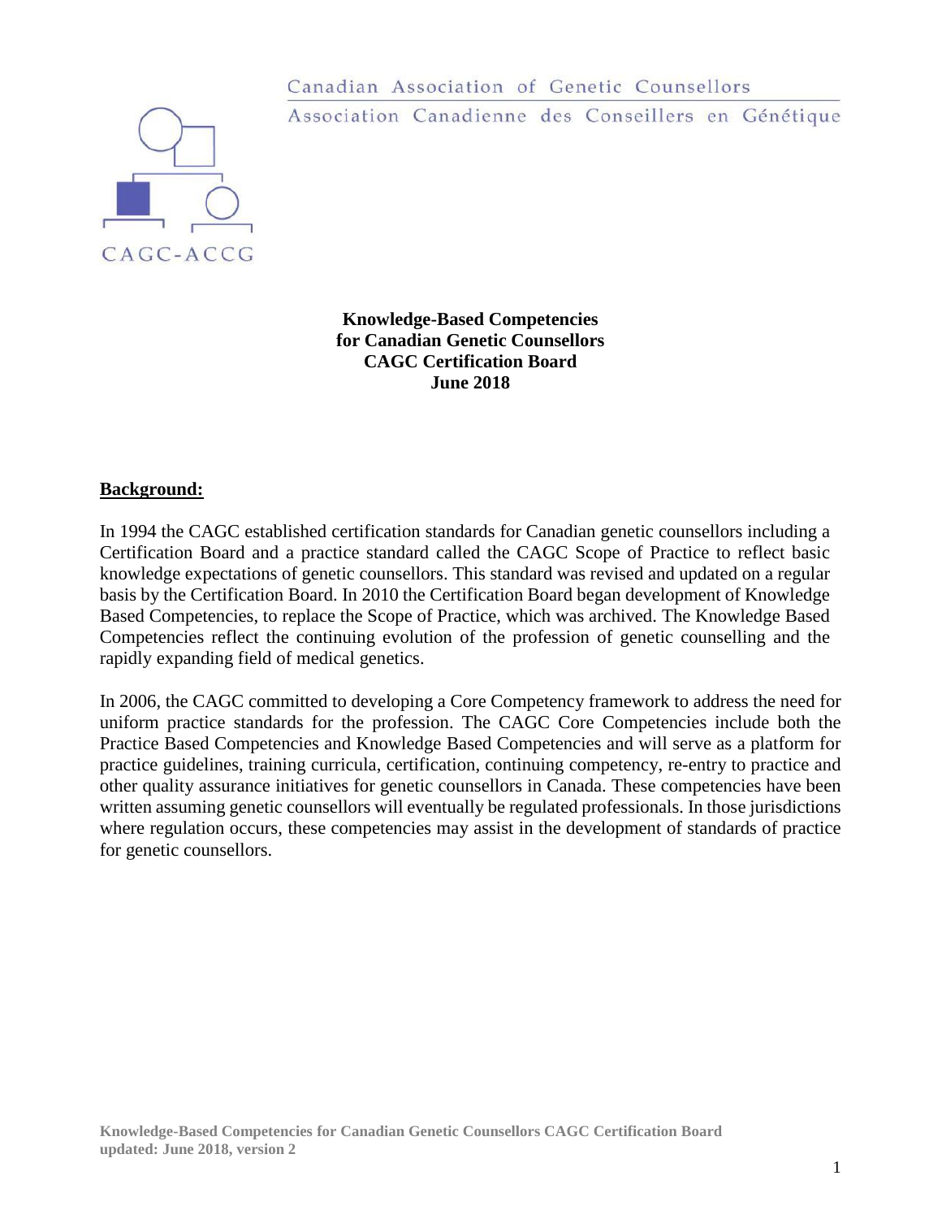Canadian Association of Genetic Counsellors

Association Canadienne des Conseillers en Génétique

CAGC-ACCG

**Knowledge-Based Competencies**
**for Canadian Genetic Counsellors**
**CAGC Certification Board**
**June 2018**

## Background:

In 1994 the CAGC established certification standards for Canadian genetic counsellors including a Certification Board and a practice standard called the CAGC Scope of Practice to reflect basic knowledge expectations of genetic counsellors. This standard was revised and updated on a regular basis by the Certification Board. In 2010 the Certification Board began development of Knowledge Based Competencies, to replace the Scope of Practice, which was archived. The Knowledge Based Competencies reflect the continuing evolution of the profession of genetic counselling and the rapidly expanding field of medical genetics.

In 2006, the CAGC committed to developing a Core Competency framework to address the need for uniform practice standards for the profession. The CAGC Core Competencies include both the Practice Based Competencies and Knowledge Based Competencies and will serve as a platform for practice guidelines, training curricula, certification, continuing competency, re-entry to practice and other quality assurance initiatives for genetic counsellors in Canada. These competencies have been written assuming genetic counsellors will eventually be regulated professionals. In those jurisdictions where regulation occurs, these competencies may assist in the development of standards of practice for genetic counsellors.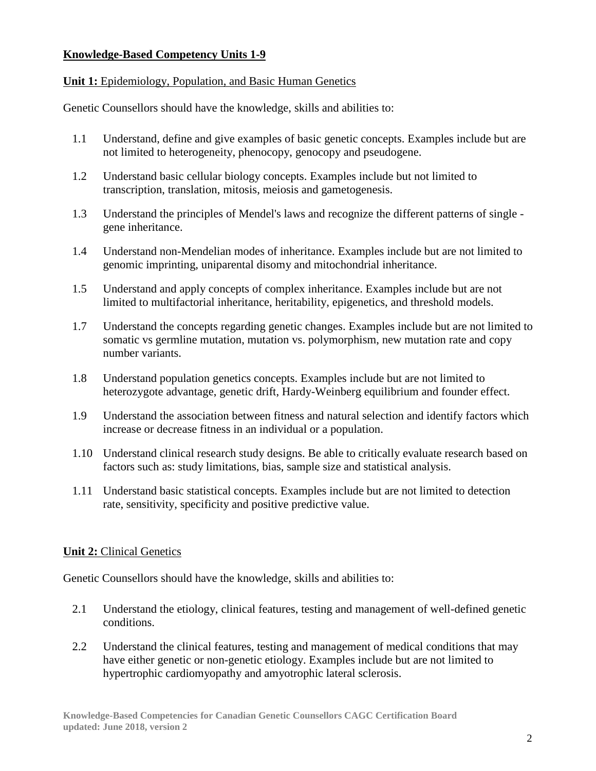## Knowledge-Based Competency Units 1-9

**Unit 1:** Epidemiology, Population, and Basic Human Genetics

Genetic Counsellors should have the knowledge, skills and abilities to:

1.1 Understand, define and give examples of basic genetic concepts. Examples include but are not limited to heterogeneity, phenocopy, genocopy and pseudogene.

1.2 Understand basic cellular biology concepts. Examples include but not limited to transcription, translation, mitosis, meiosis and gametogenesis.

1.3 Understand the principles of Mendel's laws and recognize the different patterns of single - gene inheritance.

1.4 Understand non-Mendelian modes of inheritance. Examples include but are not limited to genomic imprinting, uniparental disomy and mitochondrial inheritance.

1.5 Understand and apply concepts of complex inheritance. Examples include but are not limited to multifactorial inheritance, heritability, epigenetics, and threshold models.

1.7 Understand the concepts regarding genetic changes. Examples include but are not limited to somatic vs germline mutation, mutation vs. polymorphism, new mutation rate and copy number variants.

1.8 Understand population genetics concepts. Examples include but are not limited to heterozygote advantage, genetic drift, Hardy-Weinberg equilibrium and founder effect.

1.9 Understand the association between fitness and natural selection and identify factors which increase or decrease fitness in an individual or a population.

1.10 Understand clinical research study designs. Be able to critically evaluate research based on factors such as: study limitations, bias, sample size and statistical analysis.

1.11 Understand basic statistical concepts. Examples include but are not limited to detection rate, sensitivity, specificity and positive predictive value.

**Unit 2:** Clinical Genetics

Genetic Counsellors should have the knowledge, skills and abilities to:

2.1 Understand the etiology, clinical features, testing and management of well-defined genetic conditions.

2.2 Understand the clinical features, testing and management of medical conditions that may have either genetic or non-genetic etiology. Examples include but are not limited to hypertrophic cardiomyopathy and amyotrophic lateral sclerosis.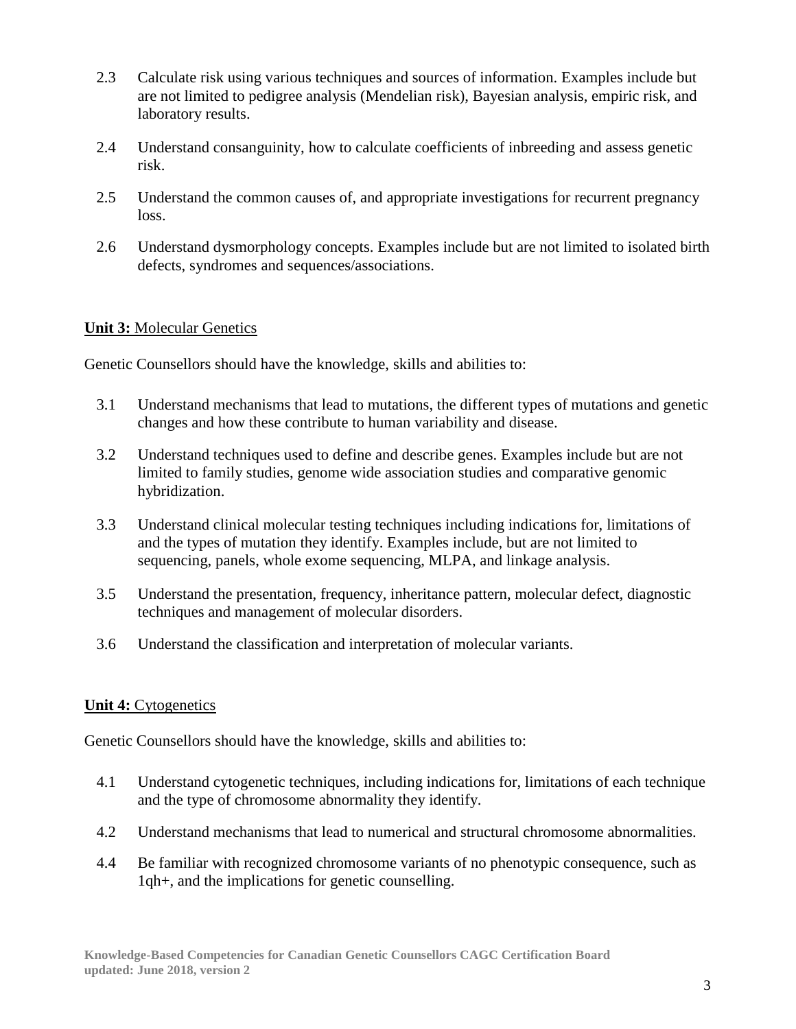2.3 Calculate risk using various techniques and sources of information. Examples include but are not limited to pedigree analysis (Mendelian risk), Bayesian analysis, empiric risk, and laboratory results.

2.4 Understand consanguinity, how to calculate coefficients of inbreeding and assess genetic risk.

2.5 Understand the common causes of, and appropriate investigations for recurrent pregnancy loss.

2.6 Understand dysmorphology concepts. Examples include but are not limited to isolated birth defects, syndromes and sequences/associations.

**Unit 3:** Molecular Genetics

Genetic Counsellors should have the knowledge, skills and abilities to:

3.1 Understand mechanisms that lead to mutations, the different types of mutations and genetic changes and how these contribute to human variability and disease.

3.2 Understand techniques used to define and describe genes. Examples include but are not limited to family studies, genome wide association studies and comparative genomic hybridization.

3.3 Understand clinical molecular testing techniques including indications for, limitations of and the types of mutation they identify. Examples include, but are not limited to sequencing, panels, whole exome sequencing, MLPA, and linkage analysis.

3.5 Understand the presentation, frequency, inheritance pattern, molecular defect, diagnostic techniques and management of molecular disorders.

3.6 Understand the classification and interpretation of molecular variants.

**Unit 4:** Cytogenetics

Genetic Counsellors should have the knowledge, skills and abilities to:

4.1 Understand cytogenetic techniques, including indications for, limitations of each technique and the type of chromosome abnormality they identify.

4.2 Understand mechanisms that lead to numerical and structural chromosome abnormalities.

4.4 Be familiar with recognized chromosome variants of no phenotypic consequence, such as 1qh+, and the implications for genetic counselling.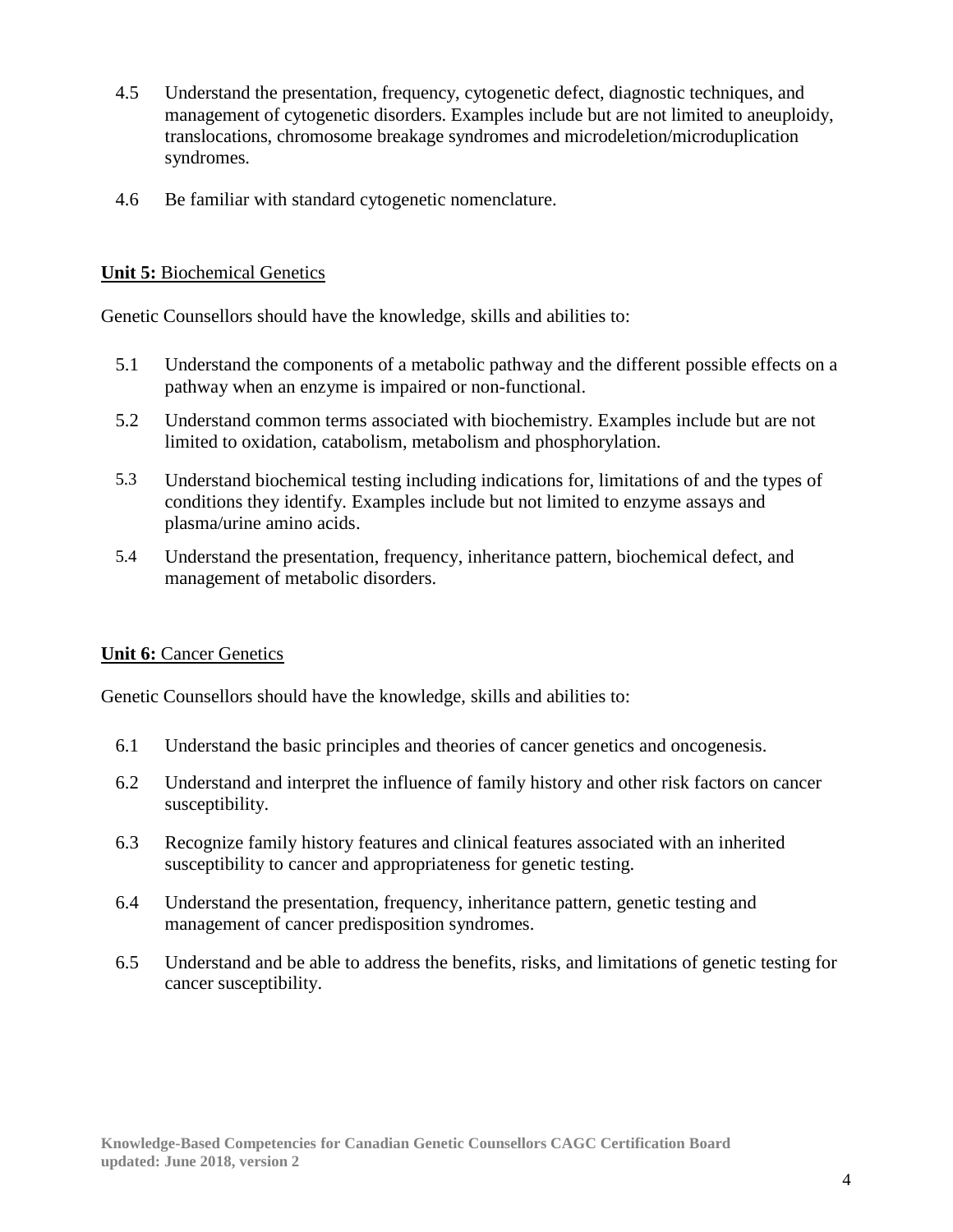4.5 Understand the presentation, frequency, cytogenetic defect, diagnostic techniques, and management of cytogenetic disorders. Examples include but are not limited to aneuploidy, translocations, chromosome breakage syndromes and microdeletion/microduplication syndromes.

4.6 Be familiar with standard cytogenetic nomenclature.

## **Unit 5:** Biochemical Genetics

Genetic Counsellors should have the knowledge, skills and abilities to:

5.1 Understand the components of a metabolic pathway and the different possible effects on a pathway when an enzyme is impaired or non-functional.

5.2 Understand common terms associated with biochemistry. Examples include but are not limited to oxidation, catabolism, metabolism and phosphorylation.

5.3 Understand biochemical testing including indications for, limitations of and the types of conditions they identify. Examples include but not limited to enzyme assays and plasma/urine amino acids.

5.4 Understand the presentation, frequency, inheritance pattern, biochemical defect, and management of metabolic disorders.

## **Unit 6:** Cancer Genetics

Genetic Counsellors should have the knowledge, skills and abilities to:

6.1 Understand the basic principles and theories of cancer genetics and oncogenesis.

6.2 Understand and interpret the influence of family history and other risk factors on cancer susceptibility.

6.3 Recognize family history features and clinical features associated with an inherited susceptibility to cancer and appropriateness for genetic testing.

6.4 Understand the presentation, frequency, inheritance pattern, genetic testing and management of cancer predisposition syndromes.

6.5 Understand and be able to address the benefits, risks, and limitations of genetic testing for cancer susceptibility.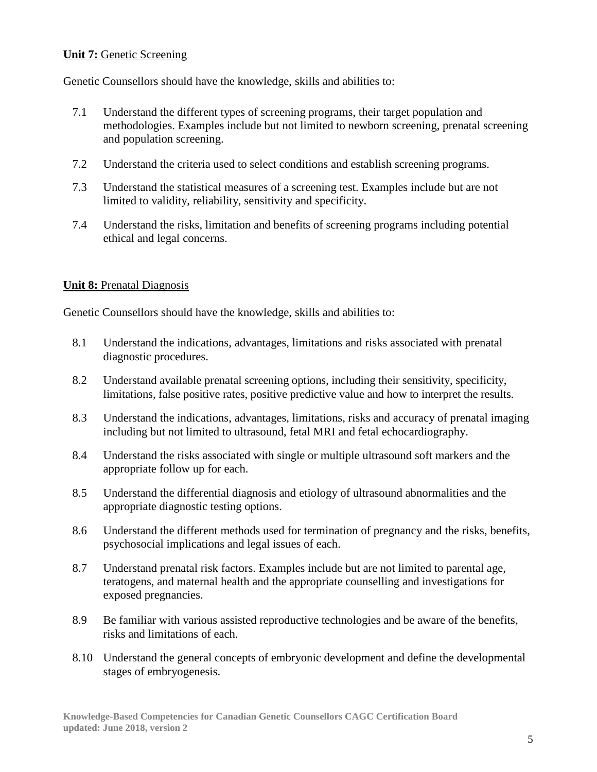**Unit 7:** Genetic Screening

Genetic Counsellors should have the knowledge, skills and abilities to:

7.1 Understand the different types of screening programs, their target population and methodologies. Examples include but not limited to newborn screening, prenatal screening and population screening.

7.2 Understand the criteria used to select conditions and establish screening programs.

7.3 Understand the statistical measures of a screening test. Examples include but are not limited to validity, reliability, sensitivity and specificity.

7.4 Understand the risks, limitation and benefits of screening programs including potential ethical and legal concerns.

**Unit 8:** Prenatal Diagnosis

Genetic Counsellors should have the knowledge, skills and abilities to:

8.1 Understand the indications, advantages, limitations and risks associated with prenatal diagnostic procedures.

8.2 Understand available prenatal screening options, including their sensitivity, specificity, limitations, false positive rates, positive predictive value and how to interpret the results.

8.3 Understand the indications, advantages, limitations, risks and accuracy of prenatal imaging including but not limited to ultrasound, fetal MRI and fetal echocardiography.

8.4 Understand the risks associated with single or multiple ultrasound soft markers and the appropriate follow up for each.

8.5 Understand the differential diagnosis and etiology of ultrasound abnormalities and the appropriate diagnostic testing options.

8.6 Understand the different methods used for termination of pregnancy and the risks, benefits, psychosocial implications and legal issues of each.

8.7 Understand prenatal risk factors. Examples include but are not limited to parental age, teratogens, and maternal health and the appropriate counselling and investigations for exposed pregnancies.

8.9 Be familiar with various assisted reproductive technologies and be aware of the benefits, risks and limitations of each.

8.10 Understand the general concepts of embryonic development and define the developmental stages of embryogenesis.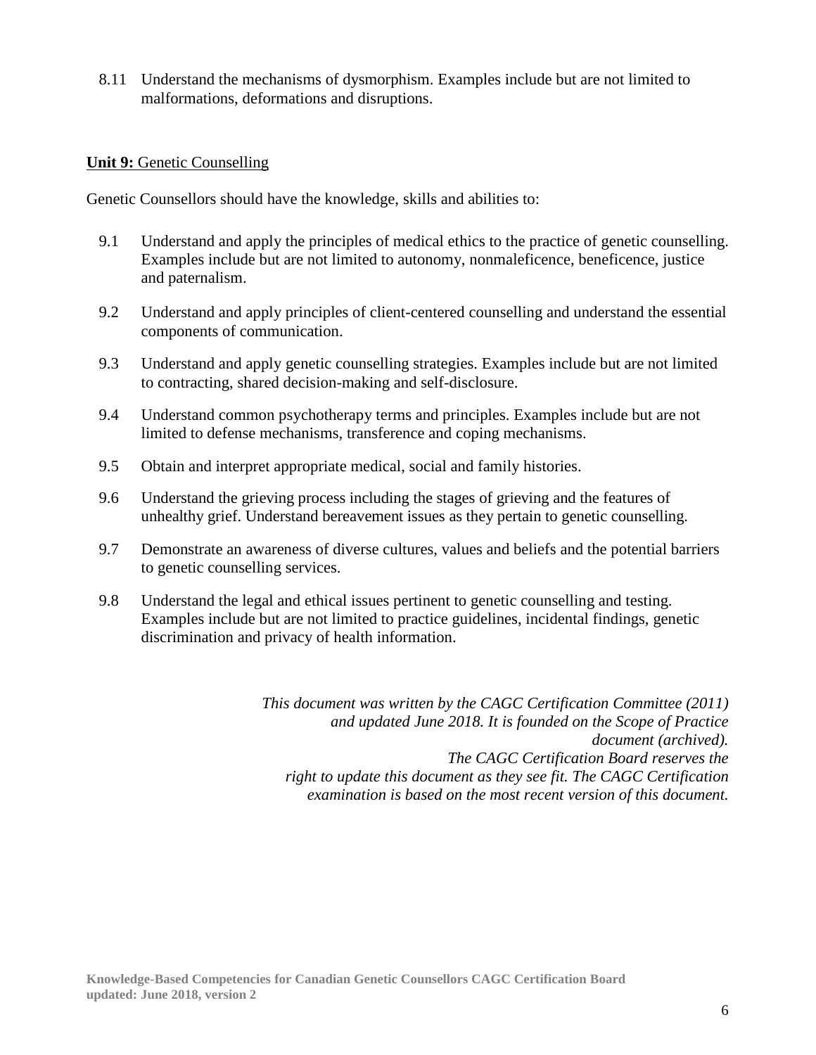8.11 Understand the mechanisms of dysmorphism. Examples include but are not limited to malformations, deformations and disruptions.

**Unit 9:** Genetic Counselling

Genetic Counsellors should have the knowledge, skills and abilities to:

9.1 Understand and apply the principles of medical ethics to the practice of genetic counselling. Examples include but are not limited to autonomy, nonmaleficence, beneficence, justice and paternalism.

9.2 Understand and apply principles of client-centered counselling and understand the essential components of communication.

9.3 Understand and apply genetic counselling strategies. Examples include but are not limited to contracting, shared decision-making and self-disclosure.

9.4 Understand common psychotherapy terms and principles. Examples include but are not limited to defense mechanisms, transference and coping mechanisms.

9.5 Obtain and interpret appropriate medical, social and family histories.

9.6 Understand the grieving process including the stages of grieving and the features of unhealthy grief. Understand bereavement issues as they pertain to genetic counselling.

9.7 Demonstrate an awareness of diverse cultures, values and beliefs and the potential barriers to genetic counselling services.

9.8 Understand the legal and ethical issues pertinent to genetic counselling and testing. Examples include but are not limited to practice guidelines, incidental findings, genetic discrimination and privacy of health information.

*This document was written by the CAGC Certification Committee (2011) and updated June 2018. It is founded on the Scope of Practice document (archived). The CAGC Certification Board reserves the right to update this document as they see fit. The CAGC Certification examination is based on the most recent version of this document.*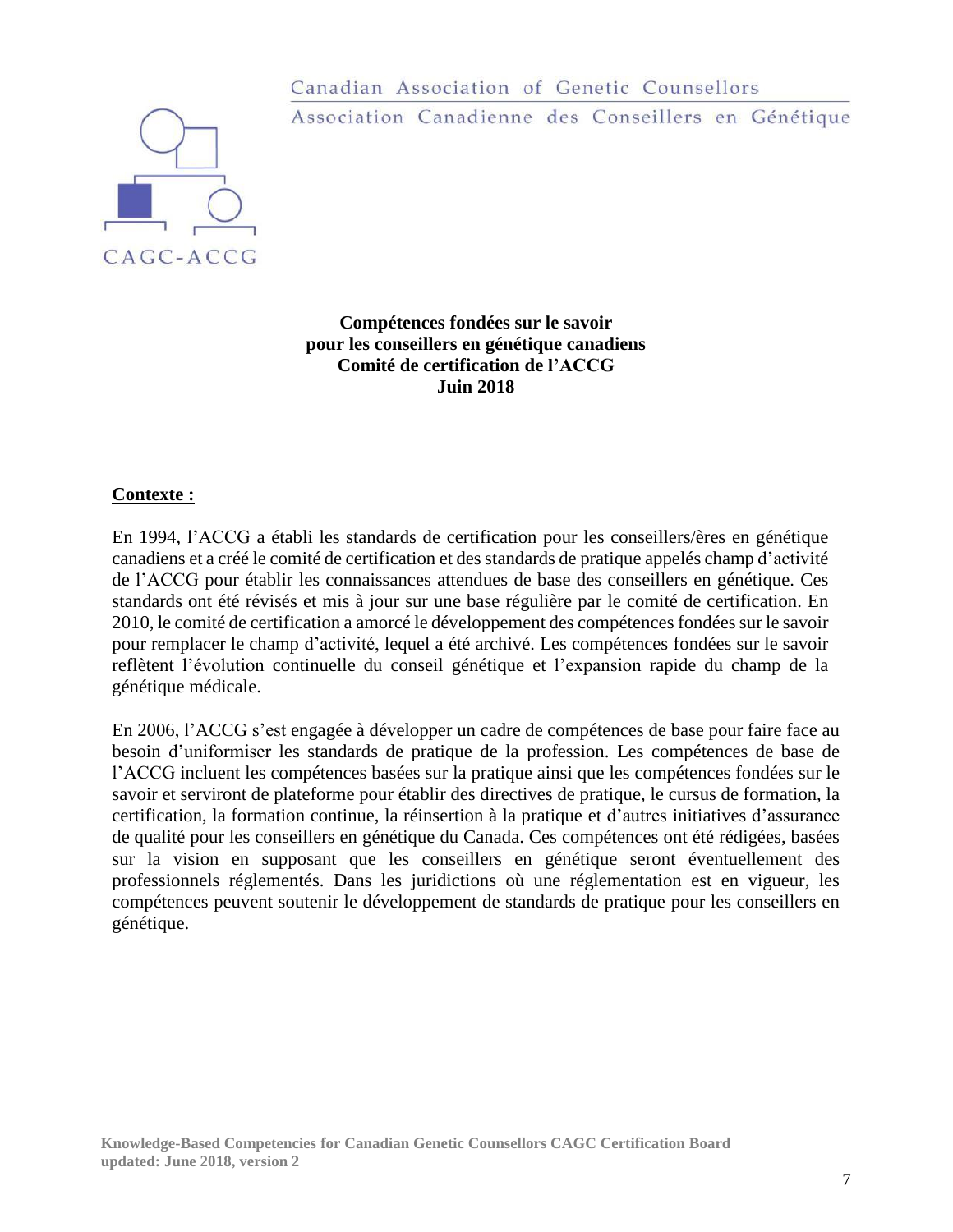Canadian Association of Genetic Counsellors

Association Canadienne des Conseillers en Génétique

CAGC-ACCG

**Compétences fondées sur le savoir**
**pour les conseillers en génétique canadiens**
**Comité de certification de l'ACCG**
**Juin 2018**

## Contexte :

En 1994, l'ACCG a établi les standards de certification pour les conseillers/ères en génétique canadiens et a créé le comité de certification et des standards de pratique appelés champ d'activité de l'ACCG pour établir les connaissances attendues de base des conseillers en génétique. Ces standards ont été révisés et mis à jour sur une base régulière par le comité de certification. En 2010, le comité de certification a amorcé le développement des compétences fondées sur le savoir pour remplacer le champ d'activité, lequel a été archivé. Les compétences fondées sur le savoir reflètent l'évolution continuelle du conseil génétique et l'expansion rapide du champ de la génétique médicale.

En 2006, l'ACCG s'est engagée à développer un cadre de compétences de base pour faire face au besoin d'uniformiser les standards de pratique de la profession. Les compétences de base de l'ACCG incluent les compétences basées sur la pratique ainsi que les compétences fondées sur le savoir et serviront de plateforme pour établir des directives de pratique, le cursus de formation, la certification, la formation continue, la réinsertion à la pratique et d'autres initiatives d'assurance de qualité pour les conseillers en génétique du Canada. Ces compétences ont été rédigées, basées sur la vision en supposant que les conseillers en génétique seront éventuellement des professionnels réglementés. Dans les juridictions où une réglementation est en vigueur, les compétences peuvent soutenir le développement de standards de pratique pour les conseillers en génétique.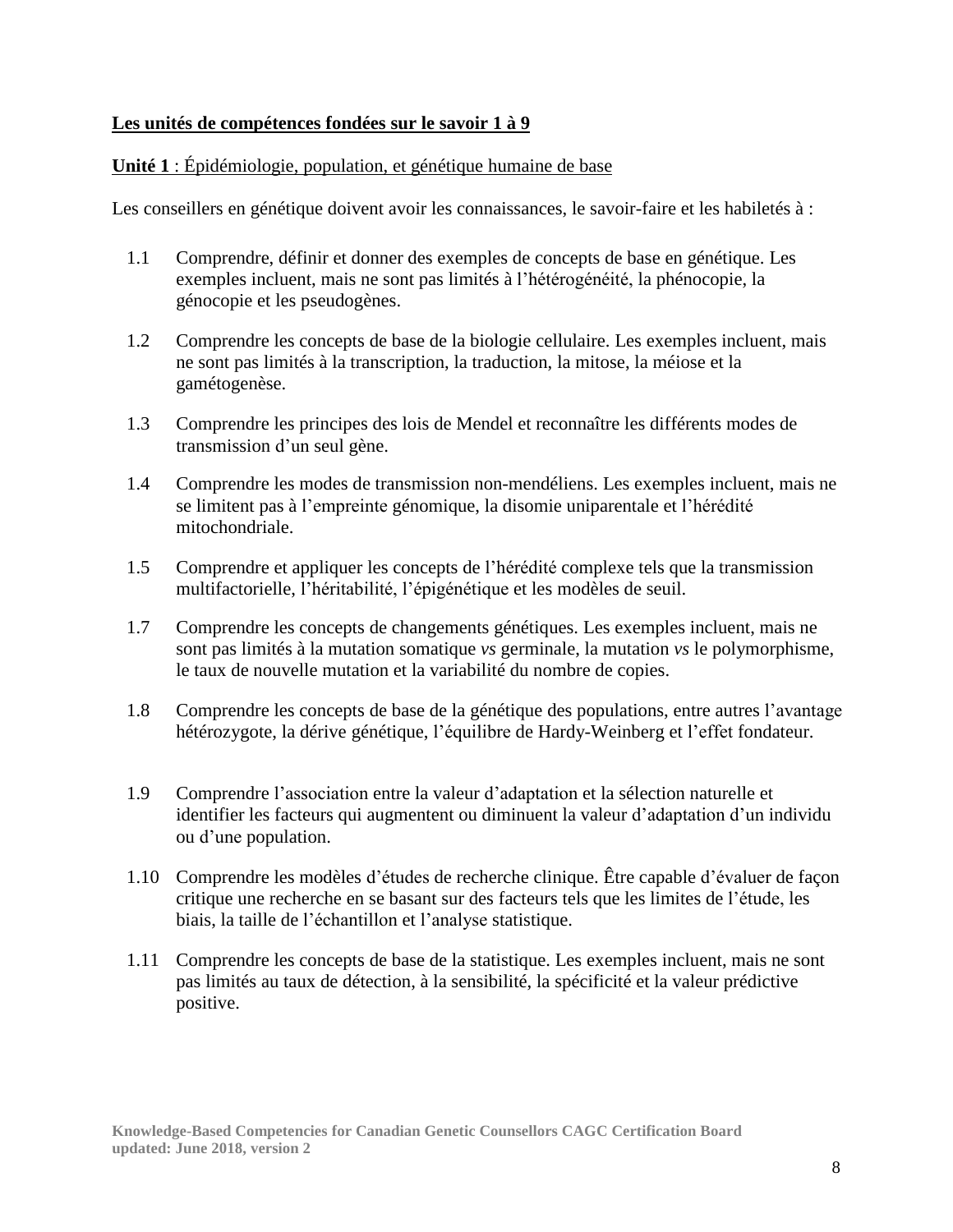**<u>Les unités de compétences fondées sur le savoir 1 à 9</u>**

<u>**Unité 1** : Épidémiologie, population, et génétique humaine de base</u>

Les conseillers en génétique doivent avoir les connaissances, le savoir-faire et les habiletés à :

1.1 Comprendre, définir et donner des exemples de concepts de base en génétique. Les exemples incluent, mais ne sont pas limités à l'hétérogénéité, la phénocopie, la génocopie et les pseudogènes.

1.2 Comprendre les concepts de base de la biologie cellulaire. Les exemples incluent, mais ne sont pas limités à la transcription, la traduction, la mitose, la méiose et la gamétogenèse.

1.3 Comprendre les principes des lois de Mendel et reconnaître les différents modes de transmission d'un seul gène.

1.4 Comprendre les modes de transmission non-mendéliens. Les exemples incluent, mais ne se limitent pas à l'empreinte génomique, la disomie uniparentale et l'hérédité mitochondriale.

1.5 Comprendre et appliquer les concepts de l'hérédité complexe tels que la transmission multifactorielle, l'héritabilité, l'épigénétique et les modèles de seuil.

1.7 Comprendre les concepts de changements génétiques. Les exemples incluent, mais ne sont pas limités à la mutation somatique *vs* germinale, la mutation *vs* le polymorphisme, le taux de nouvelle mutation et la variabilité du nombre de copies.

1.8 Comprendre les concepts de base de la génétique des populations, entre autres l'avantage hétérozygote, la dérive génétique, l'équilibre de Hardy-Weinberg et l'effet fondateur.

1.9 Comprendre l'association entre la valeur d'adaptation et la sélection naturelle et identifier les facteurs qui augmentent ou diminuent la valeur d'adaptation d'un individu ou d'une population.

1.10 Comprendre les modèles d'études de recherche clinique. Être capable d'évaluer de façon critique une recherche en se basant sur des facteurs tels que les limites de l'étude, les biais, la taille de l'échantillon et l'analyse statistique.

1.11 Comprendre les concepts de base de la statistique. Les exemples incluent, mais ne sont pas limités au taux de détection, à la sensibilité, la spécificité et la valeur prédictive positive.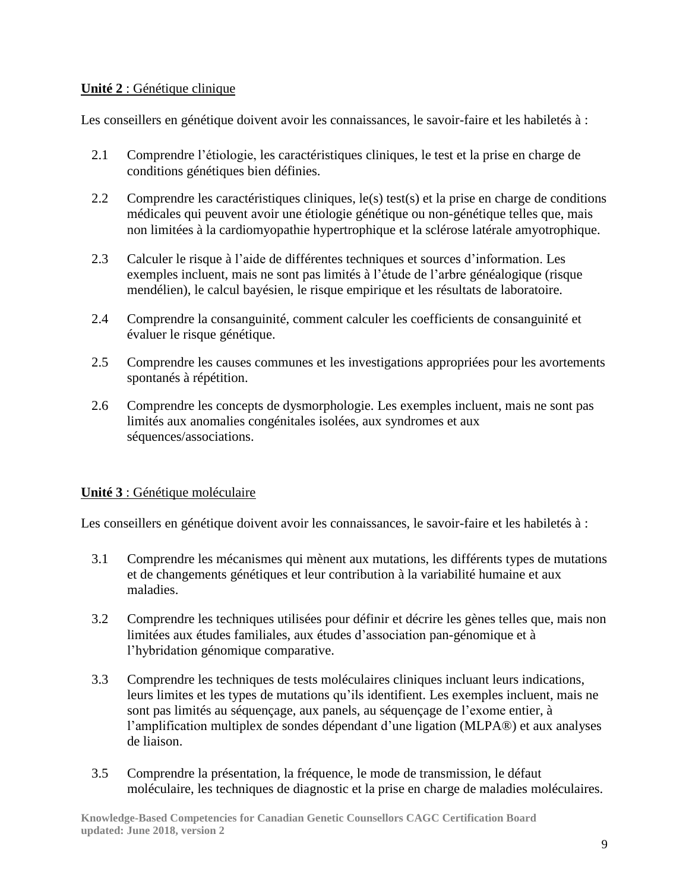**<u>Unité 2</u>** <u>: Génétique clinique</u>

Les conseillers en génétique doivent avoir les connaissances, le savoir-faire et les habiletés à :

2.1 Comprendre l'étiologie, les caractéristiques cliniques, le test et la prise en charge de conditions génétiques bien définies.

2.2 Comprendre les caractéristiques cliniques, le(s) test(s) et la prise en charge de conditions médicales qui peuvent avoir une étiologie génétique ou non-génétique telles que, mais non limitées à la cardiomyopathie hypertrophique et la sclérose latérale amyotrophique.

2.3 Calculer le risque à l'aide de différentes techniques et sources d'information. Les exemples incluent, mais ne sont pas limités à l'étude de l'arbre généalogique (risque mendélien), le calcul bayésien, le risque empirique et les résultats de laboratoire.

2.4 Comprendre la consanguinité, comment calculer les coefficients de consanguinité et évaluer le risque génétique.

2.5 Comprendre les causes communes et les investigations appropriées pour les avortements spontanés à répétition.

2.6 Comprendre les concepts de dysmorphologie. Les exemples incluent, mais ne sont pas limités aux anomalies congénitales isolées, aux syndromes et aux séquences/associations.

**<u>Unité 3</u>** <u>: Génétique moléculaire</u>

Les conseillers en génétique doivent avoir les connaissances, le savoir-faire et les habiletés à :

3.1 Comprendre les mécanismes qui mènent aux mutations, les différents types de mutations et de changements génétiques et leur contribution à la variabilité humaine et aux maladies.

3.2 Comprendre les techniques utilisées pour définir et décrire les gènes telles que, mais non limitées aux études familiales, aux études d'association pan-génomique et à l'hybridation génomique comparative.

3.3 Comprendre les techniques de tests moléculaires cliniques incluant leurs indications, leurs limites et les types de mutations qu'ils identifient. Les exemples incluent, mais ne sont pas limités au séquençage, aux panels, au séquençage de l'exome entier, à l'amplification multiplex de sondes dépendant d'une ligation (MLPA®) et aux analyses de liaison.

3.5 Comprendre la présentation, la fréquence, le mode de transmission, le défaut moléculaire, les techniques de diagnostic et la prise en charge de maladies moléculaires.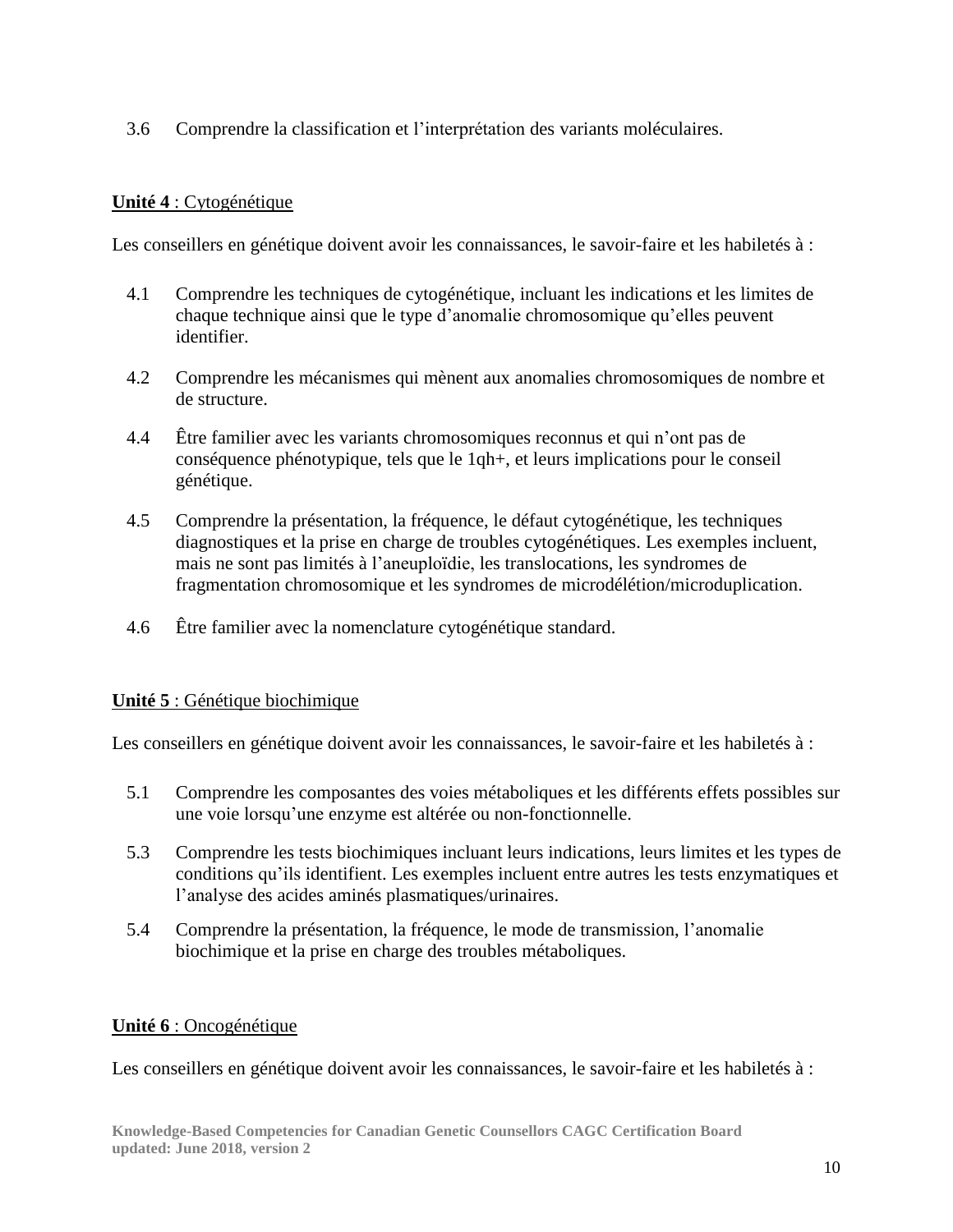3.6 Comprendre la classification et l'interprétation des variants moléculaires.

**Unité 4** : Cytogénétique

Les conseillers en génétique doivent avoir les connaissances, le savoir-faire et les habiletés à :

4.1 Comprendre les techniques de cytogénétique, incluant les indications et les limites de chaque technique ainsi que le type d'anomalie chromosomique qu'elles peuvent identifier.

4.2 Comprendre les mécanismes qui mènent aux anomalies chromosomiques de nombre et de structure.

4.4 Être familier avec les variants chromosomiques reconnus et qui n'ont pas de conséquence phénotypique, tels que le 1qh+, et leurs implications pour le conseil génétique.

4.5 Comprendre la présentation, la fréquence, le défaut cytogénétique, les techniques diagnostiques et la prise en charge de troubles cytogénétiques. Les exemples incluent, mais ne sont pas limités à l'aneuploïdie, les translocations, les syndromes de fragmentation chromosomique et les syndromes de microdélétion/microduplication.

4.6 Être familier avec la nomenclature cytogénétique standard.

**Unité 5** : Génétique biochimique

Les conseillers en génétique doivent avoir les connaissances, le savoir-faire et les habiletés à :

5.1 Comprendre les composantes des voies métaboliques et les différents effets possibles sur une voie lorsqu'une enzyme est altérée ou non-fonctionnelle.

5.3 Comprendre les tests biochimiques incluant leurs indications, leurs limites et les types de conditions qu'ils identifient. Les exemples incluent entre autres les tests enzymatiques et l'analyse des acides aminés plasmatiques/urinaires.

5.4 Comprendre la présentation, la fréquence, le mode de transmission, l'anomalie biochimique et la prise en charge des troubles métaboliques.

**Unité 6** : Oncogénétique

Les conseillers en génétique doivent avoir les connaissances, le savoir-faire et les habiletés à :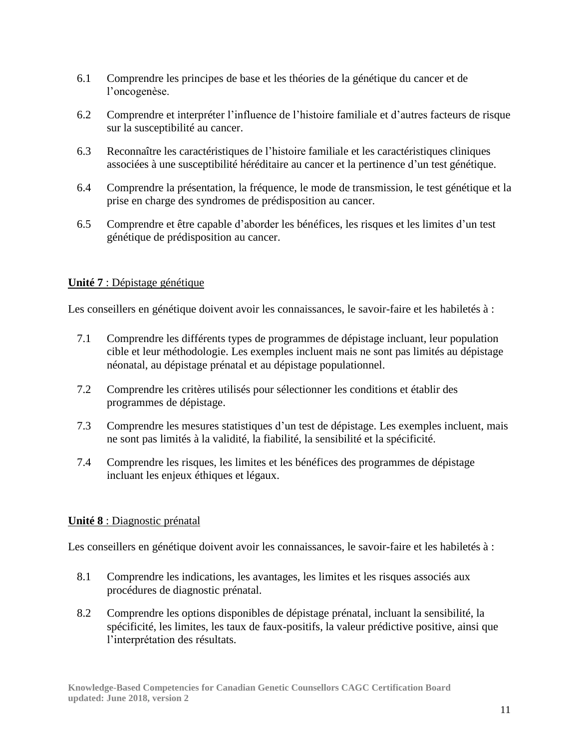6.1 Comprendre les principes de base et les théories de la génétique du cancer et de l'oncogenèse.

6.2 Comprendre et interpréter l'influence de l'histoire familiale et d'autres facteurs de risque sur la susceptibilité au cancer.

6.3 Reconnaître les caractéristiques de l'histoire familiale et les caractéristiques cliniques associées à une susceptibilité héréditaire au cancer et la pertinence d'un test génétique.

6.4 Comprendre la présentation, la fréquence, le mode de transmission, le test génétique et la prise en charge des syndromes de prédisposition au cancer.

6.5 Comprendre et être capable d'aborder les bénéfices, les risques et les limites d'un test génétique de prédisposition au cancer.

**Unité 7** : Dépistage génétique

Les conseillers en génétique doivent avoir les connaissances, le savoir-faire et les habiletés à :

7.1 Comprendre les différents types de programmes de dépistage incluant, leur population cible et leur méthodologie. Les exemples incluent mais ne sont pas limités au dépistage néonatal, au dépistage prénatal et au dépistage populationnel.

7.2 Comprendre les critères utilisés pour sélectionner les conditions et établir des programmes de dépistage.

7.3 Comprendre les mesures statistiques d'un test de dépistage. Les exemples incluent, mais ne sont pas limités à la validité, la fiabilité, la sensibilité et la spécificité.

7.4 Comprendre les risques, les limites et les bénéfices des programmes de dépistage incluant les enjeux éthiques et légaux.

**Unité 8** : Diagnostic prénatal

Les conseillers en génétique doivent avoir les connaissances, le savoir-faire et les habiletés à :

8.1 Comprendre les indications, les avantages, les limites et les risques associés aux procédures de diagnostic prénatal.

8.2 Comprendre les options disponibles de dépistage prénatal, incluant la sensibilité, la spécificité, les limites, les taux de faux-positifs, la valeur prédictive positive, ainsi que l'interprétation des résultats.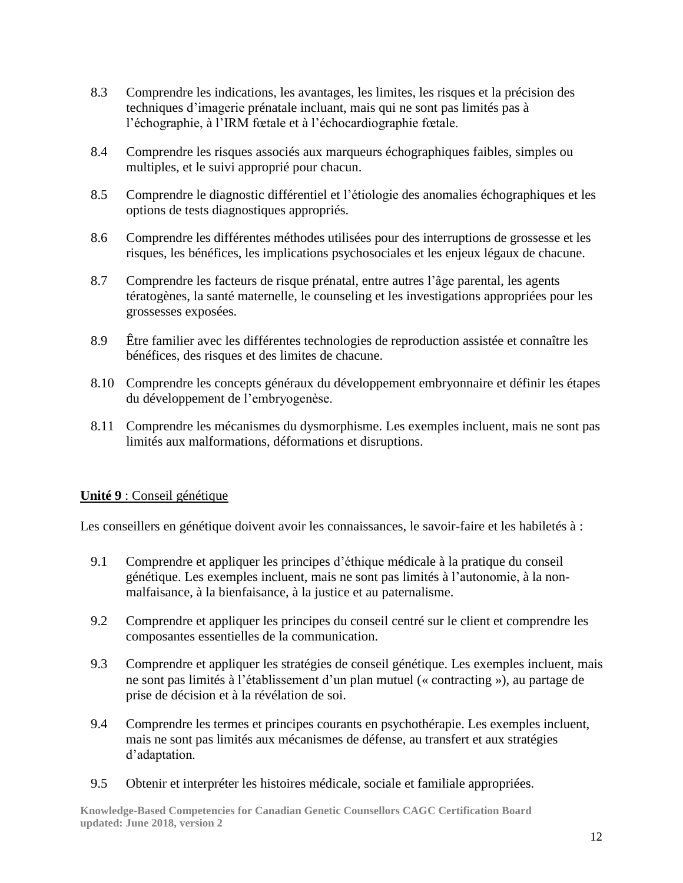8.3 Comprendre les indications, les avantages, les limites, les risques et la précision des techniques d'imagerie prénatale incluant, mais qui ne sont pas limités pas à l'échographie, à l'IRM fœtale et à l'échocardiographie fœtale.

8.4 Comprendre les risques associés aux marqueurs échographiques faibles, simples ou multiples, et le suivi approprié pour chacun.

8.5 Comprendre le diagnostic différentiel et l'étiologie des anomalies échographiques et les options de tests diagnostiques appropriés.

8.6 Comprendre les différentes méthodes utilisées pour des interruptions de grossesse et les risques, les bénéfices, les implications psychosociales et les enjeux légaux de chacune.

8.7 Comprendre les facteurs de risque prénatal, entre autres l'âge parental, les agents tératogènes, la santé maternelle, le counseling et les investigations appropriées pour les grossesses exposées.

8.9 Être familier avec les différentes technologies de reproduction assistée et connaître les bénéfices, des risques et des limites de chacune.

8.10 Comprendre les concepts généraux du développement embryonnaire et définir les étapes du développement de l'embryogenèse.

8.11 Comprendre les mécanismes du dysmorphisme. Les exemples incluent, mais ne sont pas limités aux malformations, déformations et disruptions.

## **Unité 9** : Conseil génétique

Les conseillers en génétique doivent avoir les connaissances, le savoir-faire et les habiletés à :

9.1 Comprendre et appliquer les principes d'éthique médicale à la pratique du conseil génétique. Les exemples incluent, mais ne sont pas limités à l'autonomie, à la non-malfaisance, à la bienfaisance, à la justice et au paternalisme.

9.2 Comprendre et appliquer les principes du conseil centré sur le client et comprendre les composantes essentielles de la communication.

9.3 Comprendre et appliquer les stratégies de conseil génétique. Les exemples incluent, mais ne sont pas limités à l'établissement d'un plan mutuel (« contracting »), au partage de prise de décision et à la révélation de soi.

9.4 Comprendre les termes et principes courants en psychothérapie. Les exemples incluent, mais ne sont pas limités aux mécanismes de défense, au transfert et aux stratégies d'adaptation.

9.5 Obtenir et interpréter les histoires médicale, sociale et familiale appropriées.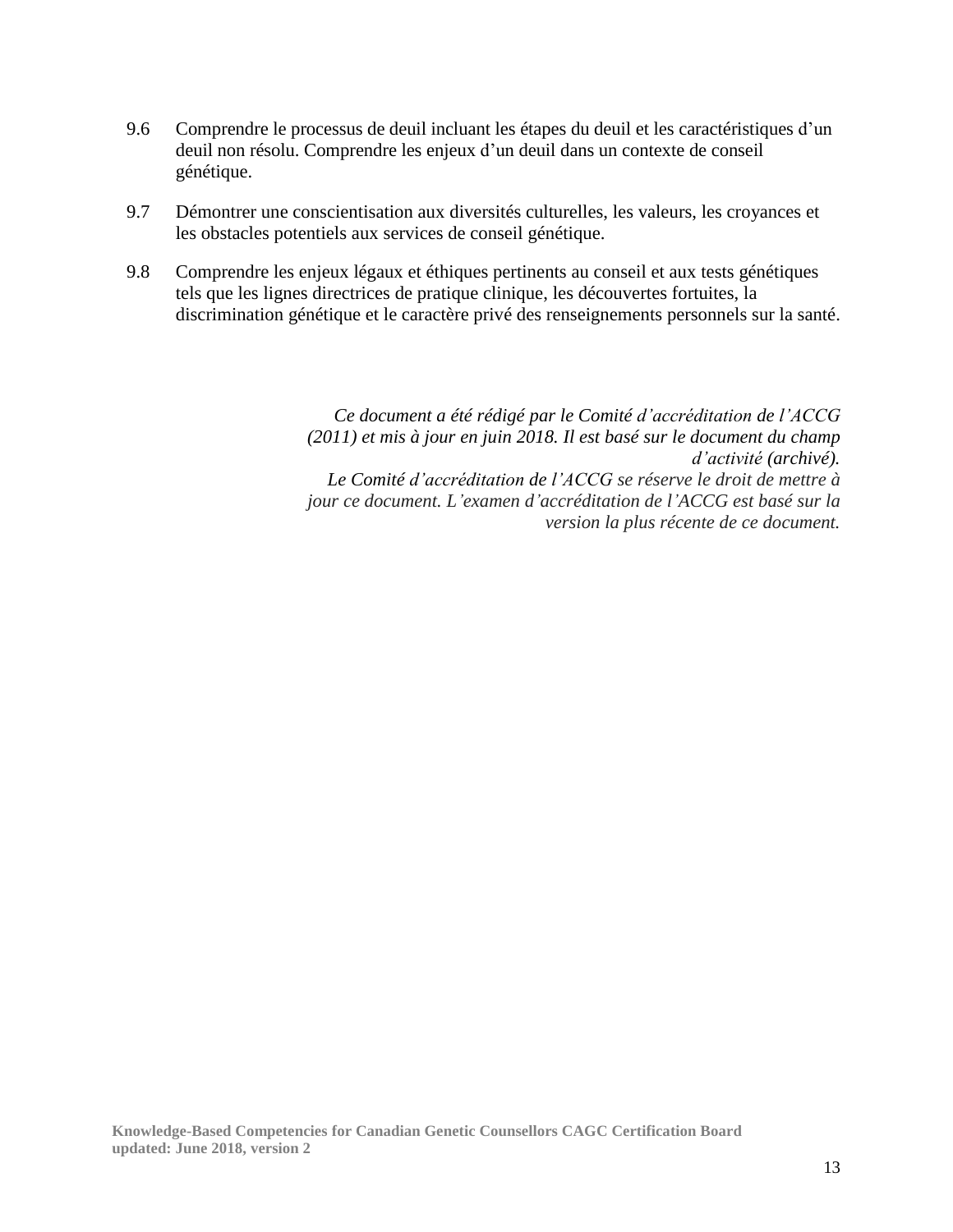9.6 Comprendre le processus de deuil incluant les étapes du deuil et les caractéristiques d'un deuil non résolu. Comprendre les enjeux d'un deuil dans un contexte de conseil génétique.

9.7 Démontrer une conscientisation aux diversités culturelles, les valeurs, les croyances et les obstacles potentiels aux services de conseil génétique.

9.8 Comprendre les enjeux légaux et éthiques pertinents au conseil et aux tests génétiques tels que les lignes directrices de pratique clinique, les découvertes fortuites, la discrimination génétique et le caractère privé des renseignements personnels sur la santé.

*Ce document a été rédigé par le Comité d'accréditation de l'ACCG (2011) et mis à jour en juin 2018. Il est basé sur le document du champ d'activité (archivé).*
*Le Comité d'accréditation de l'ACCG se réserve le droit de mettre à jour ce document. L'examen d'accréditation de l'ACCG est basé sur la version la plus récente de ce document.*